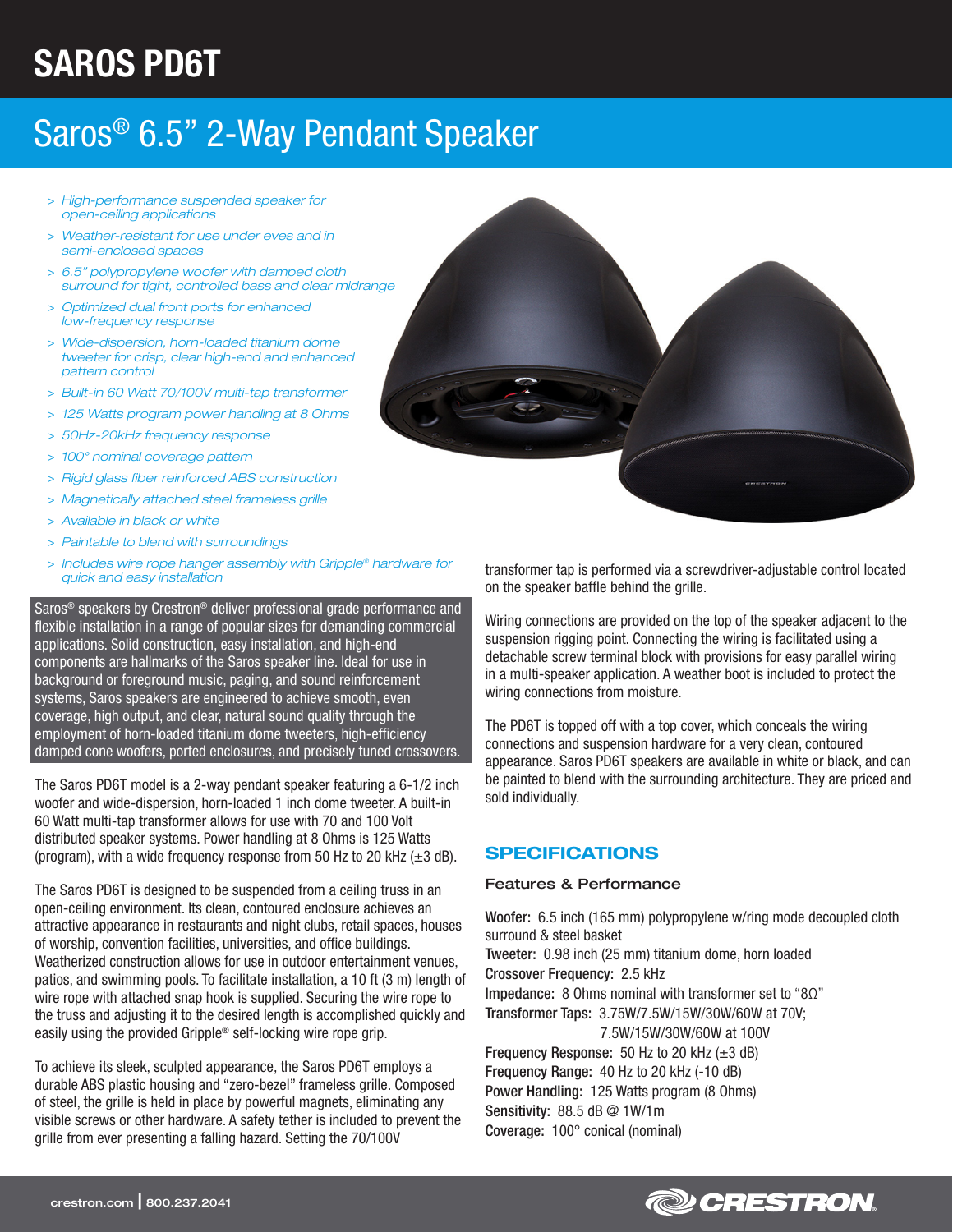# SAROS PD6T

## Saros® 6.5" 2-Way Pendant Speaker

- *High-performance suspended speaker for open-ceiling applications*
- *Weather-resistant for use under eves and in semi-enclosed spaces*
- *6.5" polypropylene woofer with damped cloth surround for tight, controlled bass and clear midrange*
- *Optimized dual front ports for enhanced low-frequency response*
- *Wide-dispersion, horn-loaded titanium dome tweeter for crisp, clear high-end and enhanced pattern control*
- *Built-in 60 Watt 70/100V multi-tap transformer*
- *125 Watts program power handling at 8 Ohms*
- *50Hz-20kHz frequency response*
- *100° nominal coverage pattern*
- *Rigid glass fiber reinforced ABS construction*
- *Magnetically attached steel frameless grille*
- *Available in black or white*
- *Paintable to blend with surroundings*
- *Includes wire rope hanger assembly with Gripple® hardware for quick and easy installation*

Saros® speakers by Crestron® deliver professional grade performance and flexible installation in a range of popular sizes for demanding commercial applications. Solid construction, easy installation, and high-end components are hallmarks of the Saros speaker line. Ideal for use in background or foreground music, paging, and sound reinforcement systems, Saros speakers are engineered to achieve smooth, even coverage, high output, and clear, natural sound quality through the employment of horn-loaded titanium dome tweeters, high-efficiency damped cone woofers, ported enclosures, and precisely tuned crossovers.

The Saros PD6T model is a 2-way pendant speaker featuring a 6-1/2 inch woofer and wide-dispersion, horn-loaded 1 inch dome tweeter. A built-in 60 Watt multi-tap transformer allows for use with 70 and 100 Volt distributed speaker systems. Power handling at 8 Ohms is 125 Watts (program), with a wide frequency response from 50 Hz to 20 kHz (±3 dB).

The Saros PD6T is designed to be suspended from a ceiling truss in an open-ceiling environment. Its clean, contoured enclosure achieves an attractive appearance in restaurants and night clubs, retail spaces, houses of worship, convention facilities, universities, and office buildings. Weatherized construction allows for use in outdoor entertainment venues, patios, and swimming pools. To facilitate installation, a 10 ft (3 m) length of wire rope with attached snap hook is supplied. Securing the wire rope to the truss and adjusting it to the desired length is accomplished quickly and easily using the provided Gripple® self-locking wire rope grip.

To achieve its sleek, sculpted appearance, the Saros PD6T employs a durable ABS plastic housing and "zero-bezel" frameless grille. Composed of steel, the grille is held in place by powerful magnets, eliminating any visible screws or other hardware. A safety tether is included to prevent the grille from ever presenting a falling hazard. Setting the 70/100V transformer tap is performed via a screwdriver-adjustable control located on the speaker baffle behind the grille.

Wiring connections are provided on the top of the speaker adjacent to the suspension rigging point. Connecting the wiring is facilitated using a detachable screw terminal block with provisions for easy parallel wiring in a multi-speaker application. A weather boot is included to protect the wiring connections from moisture.

The PD6T is topped off with a top cover, which conceals the wiring connections and suspension hardware for a very clean, contoured appearance. Saros PD6T speakers are available in white or black, and can be painted to blend with the surrounding architecture. They are priced and sold individually.

## SPECIFICATIONS

### Features & Performance

**Woofer:** 6.5 inch (165 mm) polypropylene w/ring mode decoupled cloth surround & steel basket

**Tweeter:** 0.98 inch (25 mm) titanium dome, horn loaded

**Crossover Frequency:** 2.5 kHz

**Impedance:** 8 Ohms nominal with transformer set to "8Ω"

**Transformer Taps:** 3.75W/7.5W/15W/30W/60W at 70V; 7.5W/15W/30W/60W at 100V

**Frequency Response:** 50 Hz to 20 kHz (±3 dB)

**Frequency Range:** 40 Hz to 20 kHz (-10 dB)

**Power Handling:** 125 Watts program (8 Ohms)

**Sensitivity:** 88.5 dB @ 1W/1m

**Coverage:** 100° conical (nominal)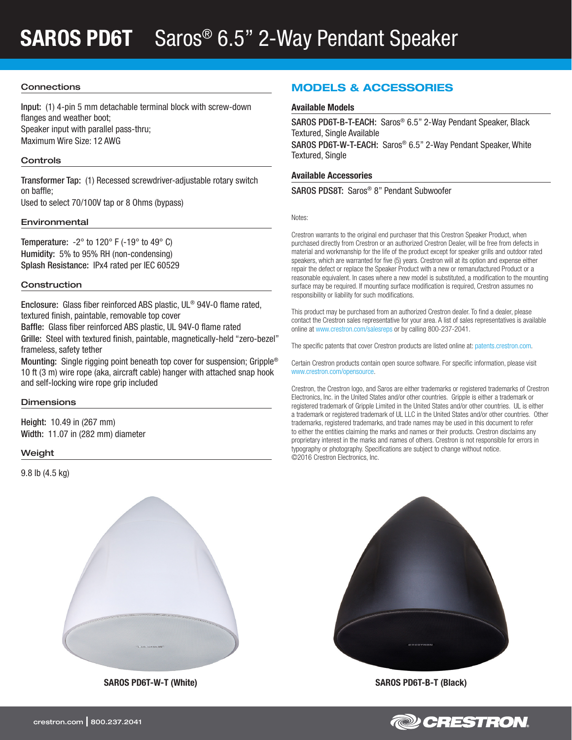# SAROS PD6T Saros® 6.5" 2-Way Pendant Speaker

## Connections

**Input:** (1) 4-pin 5 mm detachable terminal block with screw-down flanges and weather boot;
Speaker input with parallel pass-thru;
Maximum Wire Size: 12 AWG

## Controls

**Transformer Tap:** (1) Recessed screwdriver-adjustable rotary switch on baffle;
Used to select 70/100V tap or 8 Ohms (bypass)

## Environmental

**Temperature:** -2° to 120° F (-19° to 49° C)
**Humidity:** 5% to 95% RH (non-condensing)
**Splash Resistance:** IPx4 rated per IEC 60529

## Construction

**Enclosure:** Glass fiber reinforced ABS plastic, UL® 94V-0 flame rated, textured finish, paintable, removable top cover
**Baffle:** Glass fiber reinforced ABS plastic, UL 94V-0 flame rated
**Grille:** Steel with textured finish, paintable, magnetically-held "zero-bezel" frameless, safety tether
**Mounting:** Single rigging point beneath top cover for suspension; Gripple® 10 ft (3 m) wire rope (aka, aircraft cable) hanger with attached snap hook and self-locking wire rope grip included

## Dimensions

**Height:** 10.49 in (267 mm)
**Width:** 11.07 in (282 mm) diameter

## Weight

9.8 lb (4.5 kg)

## MODELS & ACCESSORIES

### Available Models

**SAROS PD6T-B-T-EACH:** Saros® 6.5" 2-Way Pendant Speaker, Black Textured, Single Available
**SAROS PD6T-W-T-EACH:** Saros® 6.5" 2-Way Pendant Speaker, White Textured, Single

### Available Accessories

**SAROS PDS8T:** Saros® 8" Pendant Subwoofer

Notes:

Crestron warrants to the original end purchaser that this Crestron Speaker Product, when purchased directly from Crestron or an authorized Crestron Dealer, will be free from defects in material and workmanship for the life of the product except for speaker grills and outdoor rated speakers, which are warranted for five (5) years. Crestron will at its option and expense either repair the defect or replace the Speaker Product with a new or remanufactured Product or a reasonable equivalent. In cases where a new model is substituted, a modification to the mounting surface may be required. If mounting surface modification is required, Crestron assumes no responsibility or liability for such modifications.

This product may be purchased from an authorized Crestron dealer. To find a dealer, please contact the Crestron sales representative for your area. A list of sales representatives is available online at www.crestron.com/salesreps or by calling 800-237-2041.

The specific patents that cover Crestron products are listed online at: patents.crestron.com.

Certain Crestron products contain open source software. For specific information, please visit www.crestron.com/opensource.

Crestron, the Crestron logo, and Saros are either trademarks or registered trademarks of Crestron Electronics, Inc. in the United States and/or other countries. Gripple is either a trademark or registered trademark of Gripple Limited in the United States and/or other countries. UL is either a trademark or registered trademark of UL LLC in the United States and/or other countries. Other trademarks, registered trademarks, and trade names may be used in this document to refer to either the entities claiming the marks and names or their products. Crestron disclaims any proprietary interest in the marks and names of others. Crestron is not responsible for errors in typography or photography. Specifications are subject to change without notice.
©2016 Crestron Electronics, Inc.

**SAROS PD6T-W-T (White)**

**SAROS PD6T-B-T (Black)**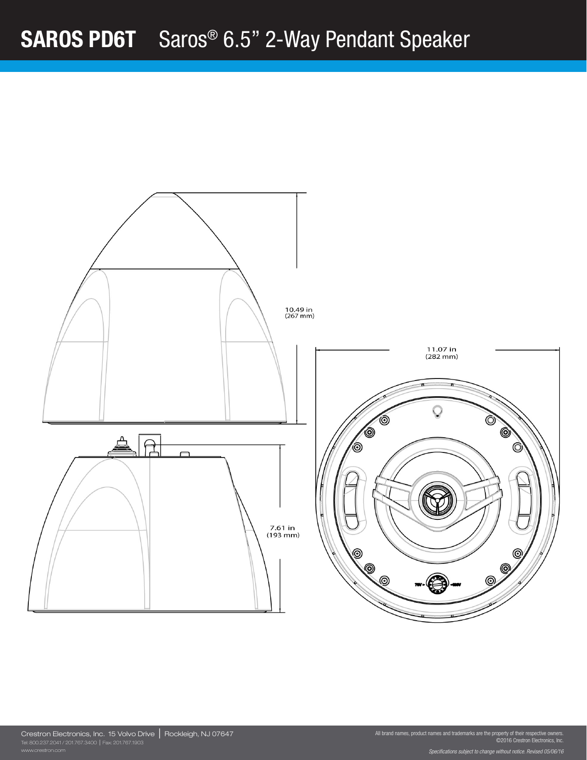# SAROS PD6T Saros® 6.5" 2-Way Pendant Speaker

10.49 in
(267 mm)

11.07 in
(282 mm)

7.61 in
(193 mm)

Crestron Electronics, Inc. 15 Volvo Drive | Rockleigh, NJ 07647
Tel: 800.237.2041 / 201.767.3400 | Fax: 201.767.1903
www.crestron.com

All brand names, product names and trademarks are the property of their respective owners.
©2016 Crestron Electronics, Inc.

*Specifications subject to change without notice. Revised 05/06/16*